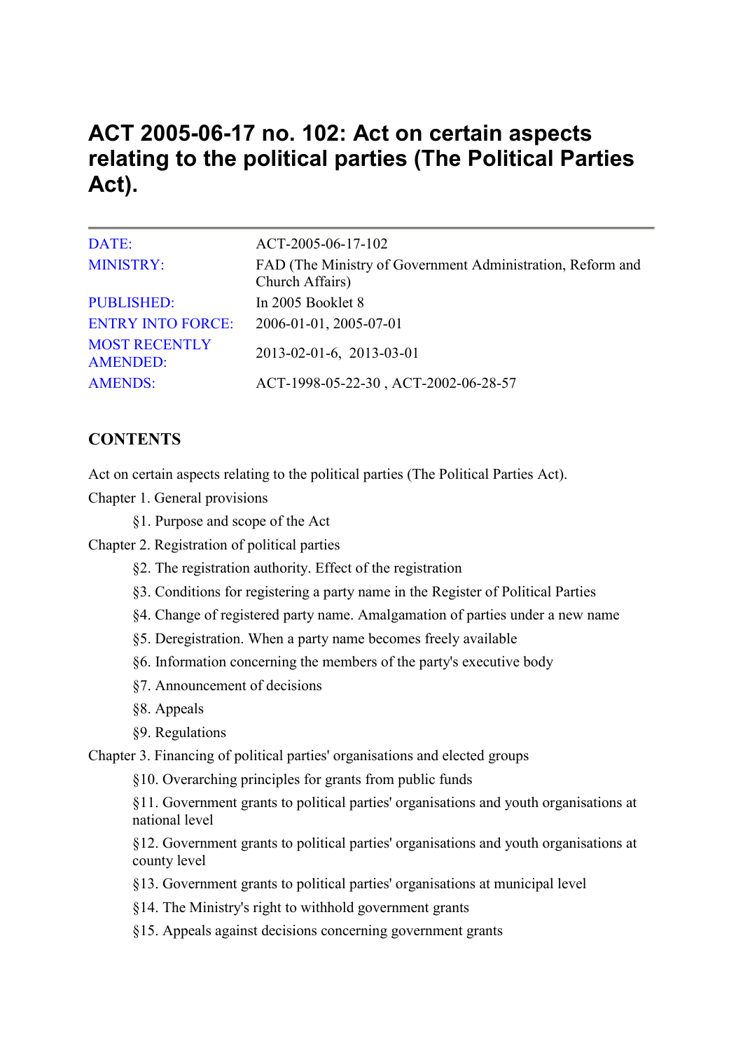# ACT 2005-06-17 no. 102: Act on certain aspects relating to the political parties (The Political Parties Act).

| | |
|---|---|
| DATE: | ACT-2005-06-17-102 |
| MINISTRY: | FAD (The Ministry of Government Administration, Reform and Church Affairs) |
| PUBLISHED: | In 2005 Booklet 8 |
| ENTRY INTO FORCE: | 2006-01-01, 2005-07-01 |
| MOST RECENTLY AMENDED: | 2013-02-01-6, 2013-03-01 |
| AMENDS: | ACT-1998-05-22-30 , ACT-2002-06-28-57 |

## CONTENTS

Act on certain aspects relating to the political parties (The Political Parties Act).

Chapter 1. General provisions

- §1. Purpose and scope of the Act

Chapter 2. Registration of political parties

- §2. The registration authority. Effect of the registration
- §3. Conditions for registering a party name in the Register of Political Parties
- §4. Change of registered party name. Amalgamation of parties under a new name
- §5. Deregistration. When a party name becomes freely available
- §6. Information concerning the members of the party's executive body
- §7. Announcement of decisions
- §8. Appeals
- §9. Regulations

Chapter 3. Financing of political parties' organisations and elected groups

- §10. Overarching principles for grants from public funds
- §11. Government grants to political parties' organisations and youth organisations at national level
- §12. Government grants to political parties' organisations and youth organisations at county level
- §13. Government grants to political parties' organisations at municipal level
- §14. The Ministry's right to withhold government grants
- §15. Appeals against decisions concerning government grants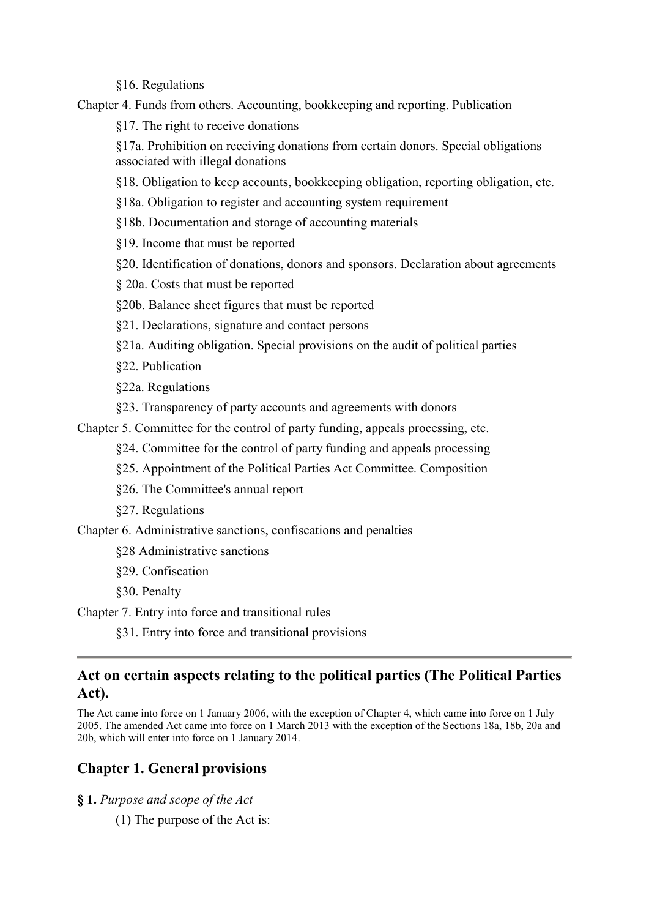§16. Regulations

Chapter 4. Funds from others. Accounting, bookkeeping and reporting. Publication

§17. The right to receive donations

§17a. Prohibition on receiving donations from certain donors. Special obligations associated with illegal donations

§18. Obligation to keep accounts, bookkeeping obligation, reporting obligation, etc.

§18a. Obligation to register and accounting system requirement

§18b. Documentation and storage of accounting materials

§19. Income that must be reported

§20. Identification of donations, donors and sponsors. Declaration about agreements

§ 20a. Costs that must be reported

§20b. Balance sheet figures that must be reported

§21. Declarations, signature and contact persons

§21a. Auditing obligation. Special provisions on the audit of political parties

§22. Publication

§22a. Regulations

§23. Transparency of party accounts and agreements with donors

Chapter 5. Committee for the control of party funding, appeals processing, etc.

§24. Committee for the control of party funding and appeals processing

§25. Appointment of the Political Parties Act Committee. Composition

§26. The Committee's annual report

§27. Regulations

Chapter 6. Administrative sanctions, confiscations and penalties

§28 Administrative sanctions

§29. Confiscation

§30. Penalty

Chapter 7. Entry into force and transitional rules

§31. Entry into force and transitional provisions

---

## Act on certain aspects relating to the political parties (The Political Parties Act).

The Act came into force on 1 January 2006, with the exception of Chapter 4, which came into force on 1 July 2005. The amended Act came into force on 1 March 2013 with the exception of the Sections 18a, 18b, 20a and 20b, which will enter into force on 1 January 2014.

## Chapter 1. General provisions

**§ 1.** *Purpose and scope of the Act*

(1) The purpose of the Act is: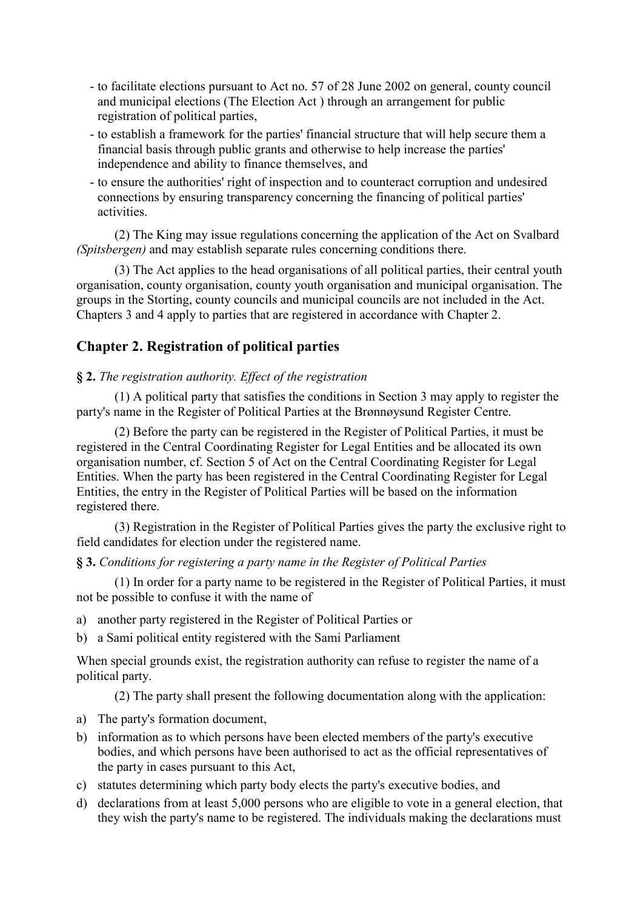- to facilitate elections pursuant to Act no. 57 of 28 June 2002 on general, county council and municipal elections (The Election Act ) through an arrangement for public registration of political parties,
- to establish a framework for the parties' financial structure that will help secure them a financial basis through public grants and otherwise to help increase the parties' independence and ability to finance themselves, and
- to ensure the authorities' right of inspection and to counteract corruption and undesired connections by ensuring transparency concerning the financing of political parties' activities.

(2) The King may issue regulations concerning the application of the Act on Svalbard *(Spitsbergen)* and may establish separate rules concerning conditions there.

(3) The Act applies to the head organisations of all political parties, their central youth organisation, county organisation, county youth organisation and municipal organisation. The groups in the Storting, county councils and municipal councils are not included in the Act. Chapters 3 and 4 apply to parties that are registered in accordance with Chapter 2.

## Chapter 2. Registration of political parties

**§ 2.** *The registration authority. Effect of the registration*

(1) A political party that satisfies the conditions in Section 3 may apply to register the party's name in the Register of Political Parties at the Brønnøysund Register Centre.

(2) Before the party can be registered in the Register of Political Parties, it must be registered in the Central Coordinating Register for Legal Entities and be allocated its own organisation number, cf. Section 5 of Act on the Central Coordinating Register for Legal Entities. When the party has been registered in the Central Coordinating Register for Legal Entities, the entry in the Register of Political Parties will be based on the information registered there.

(3) Registration in the Register of Political Parties gives the party the exclusive right to field candidates for election under the registered name.

**§ 3.** *Conditions for registering a party name in the Register of Political Parties*

(1) In order for a party name to be registered in the Register of Political Parties, it must not be possible to confuse it with the name of

a) another party registered in the Register of Political Parties or
b) a Sami political entity registered with the Sami Parliament

When special grounds exist, the registration authority can refuse to register the name of a political party.

(2) The party shall present the following documentation along with the application:

a) The party's formation document,
b) information as to which persons have been elected members of the party's executive bodies, and which persons have been authorised to act as the official representatives of the party in cases pursuant to this Act,
c) statutes determining which party body elects the party's executive bodies, and
d) declarations from at least 5,000 persons who are eligible to vote in a general election, that they wish the party's name to be registered. The individuals making the declarations must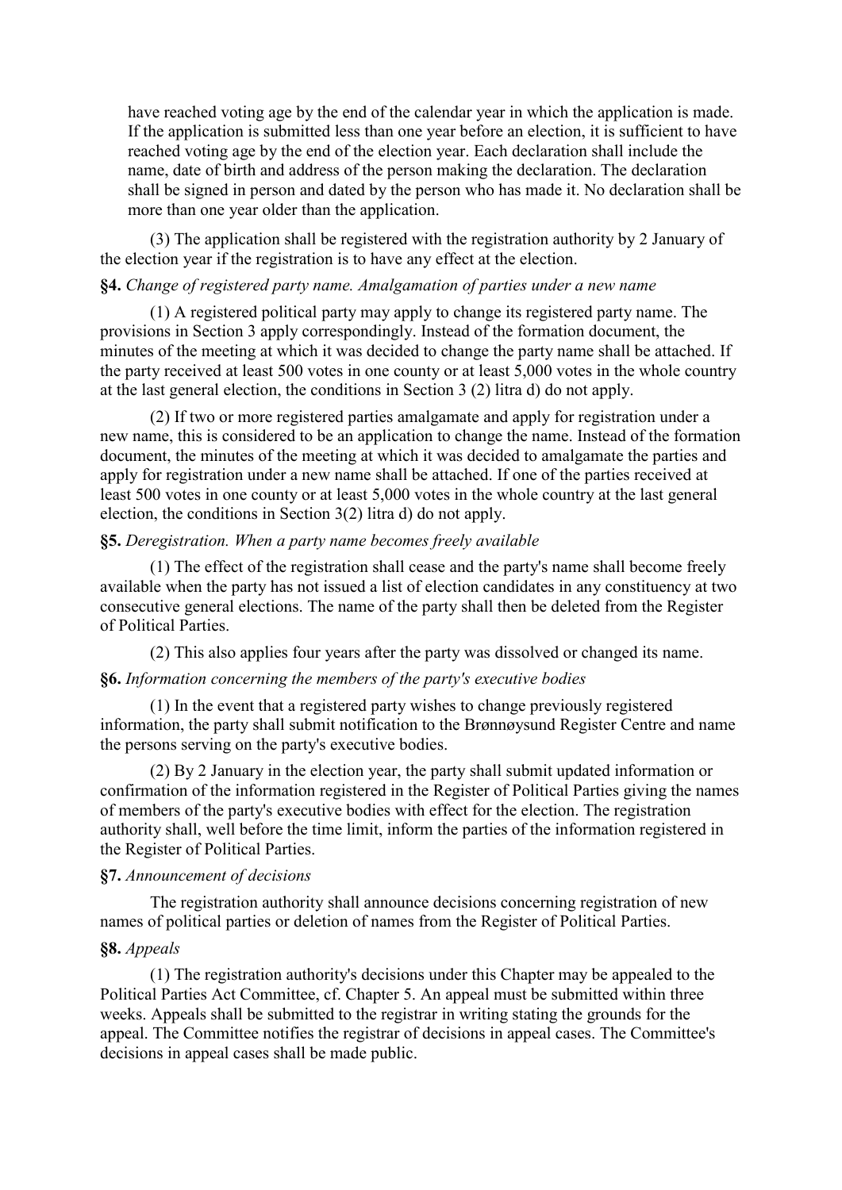have reached voting age by the end of the calendar year in which the application is made. If the application is submitted less than one year before an election, it is sufficient to have reached voting age by the end of the election year. Each declaration shall include the name, date of birth and address of the person making the declaration. The declaration shall be signed in person and dated by the person who has made it. No declaration shall be more than one year older than the application.

(3) The application shall be registered with the registration authority by 2 January of the election year if the registration is to have any effect at the election.

**§4.** *Change of registered party name. Amalgamation of parties under a new name*

(1) A registered political party may apply to change its registered party name. The provisions in Section 3 apply correspondingly. Instead of the formation document, the minutes of the meeting at which it was decided to change the party name shall be attached. If the party received at least 500 votes in one county or at least 5,000 votes in the whole country at the last general election, the conditions in Section 3 (2) litra d) do not apply.

(2) If two or more registered parties amalgamate and apply for registration under a new name, this is considered to be an application to change the name. Instead of the formation document, the minutes of the meeting at which it was decided to amalgamate the parties and apply for registration under a new name shall be attached. If one of the parties received at least 500 votes in one county or at least 5,000 votes in the whole country at the last general election, the conditions in Section 3(2) litra d) do not apply.

**§5.** *Deregistration. When a party name becomes freely available*

(1) The effect of the registration shall cease and the party's name shall become freely available when the party has not issued a list of election candidates in any constituency at two consecutive general elections. The name of the party shall then be deleted from the Register of Political Parties.

(2) This also applies four years after the party was dissolved or changed its name.

**§6.** *Information concerning the members of the party's executive bodies*

(1) In the event that a registered party wishes to change previously registered information, the party shall submit notification to the Brønnøysund Register Centre and name the persons serving on the party's executive bodies.

(2) By 2 January in the election year, the party shall submit updated information or confirmation of the information registered in the Register of Political Parties giving the names of members of the party's executive bodies with effect for the election. The registration authority shall, well before the time limit, inform the parties of the information registered in the Register of Political Parties.

**§7.** *Announcement of decisions*

The registration authority shall announce decisions concerning registration of new names of political parties or deletion of names from the Register of Political Parties.

**§8.** *Appeals*

(1) The registration authority's decisions under this Chapter may be appealed to the Political Parties Act Committee, cf. Chapter 5. An appeal must be submitted within three weeks. Appeals shall be submitted to the registrar in writing stating the grounds for the appeal. The Committee notifies the registrar of decisions in appeal cases. The Committee's decisions in appeal cases shall be made public.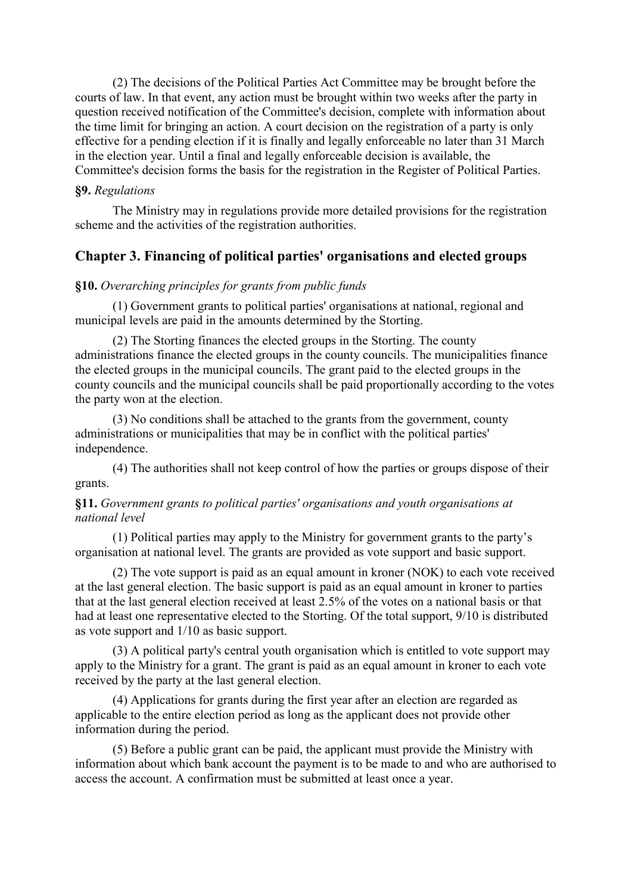(2) The decisions of the Political Parties Act Committee may be brought before the courts of law. In that event, any action must be brought within two weeks after the party in question received notification of the Committee's decision, complete with information about the time limit for bringing an action. A court decision on the registration of a party is only effective for a pending election if it is finally and legally enforceable no later than 31 March in the election year. Until a final and legally enforceable decision is available, the Committee's decision forms the basis for the registration in the Register of Political Parties.

**§9.** *Regulations*

The Ministry may in regulations provide more detailed provisions for the registration scheme and the activities of the registration authorities.

## Chapter 3. Financing of political parties' organisations and elected groups

**§10.** *Overarching principles for grants from public funds*

(1) Government grants to political parties' organisations at national, regional and municipal levels are paid in the amounts determined by the Storting.

(2) The Storting finances the elected groups in the Storting. The county administrations finance the elected groups in the county councils. The municipalities finance the elected groups in the municipal councils. The grant paid to the elected groups in the county councils and the municipal councils shall be paid proportionally according to the votes the party won at the election.

(3) No conditions shall be attached to the grants from the government, county administrations or municipalities that may be in conflict with the political parties' independence.

(4) The authorities shall not keep control of how the parties or groups dispose of their grants.

**§11.** *Government grants to political parties' organisations and youth organisations at national level*

(1) Political parties may apply to the Ministry for government grants to the party's organisation at national level. The grants are provided as vote support and basic support.

(2) The vote support is paid as an equal amount in kroner (NOK) to each vote received at the last general election. The basic support is paid as an equal amount in kroner to parties that at the last general election received at least 2.5% of the votes on a national basis or that had at least one representative elected to the Storting. Of the total support, 9/10 is distributed as vote support and 1/10 as basic support.

(3) A political party's central youth organisation which is entitled to vote support may apply to the Ministry for a grant. The grant is paid as an equal amount in kroner to each vote received by the party at the last general election.

(4) Applications for grants during the first year after an election are regarded as applicable to the entire election period as long as the applicant does not provide other information during the period.

(5) Before a public grant can be paid, the applicant must provide the Ministry with information about which bank account the payment is to be made to and who are authorised to access the account. A confirmation must be submitted at least once a year.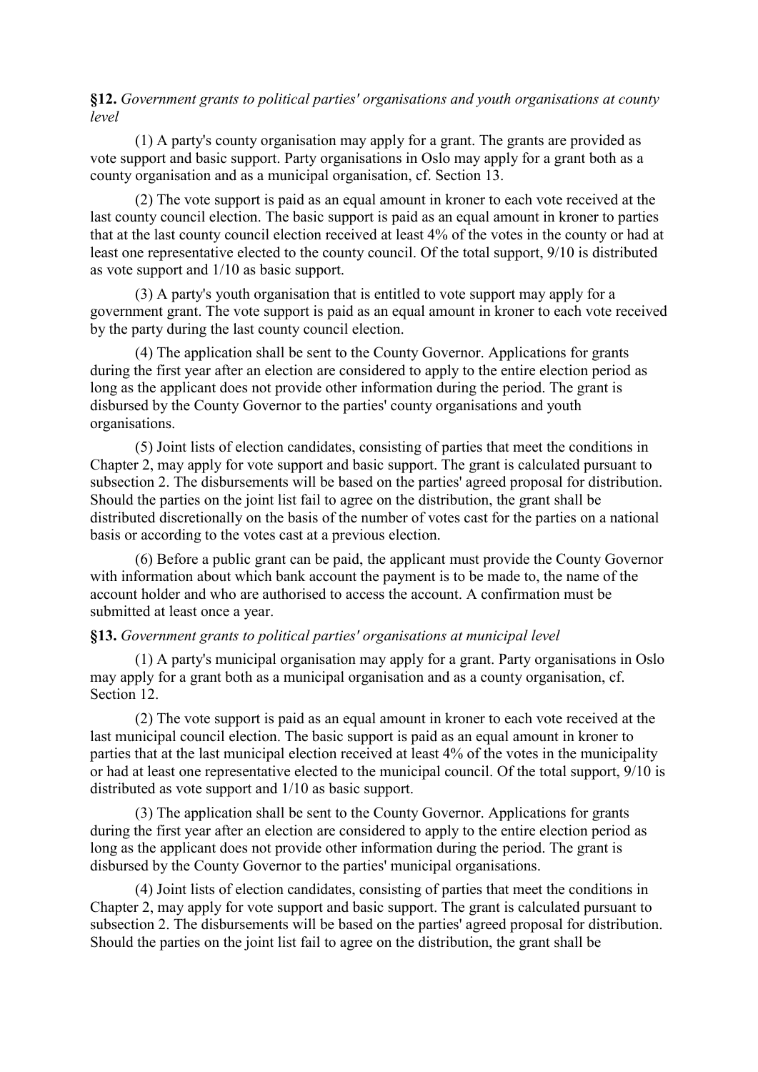**§12.** *Government grants to political parties' organisations and youth organisations at county level*

(1) A party's county organisation may apply for a grant. The grants are provided as vote support and basic support. Party organisations in Oslo may apply for a grant both as a county organisation and as a municipal organisation, cf. Section 13.

(2) The vote support is paid as an equal amount in kroner to each vote received at the last county council election. The basic support is paid as an equal amount in kroner to parties that at the last county council election received at least 4% of the votes in the county or had at least one representative elected to the county council. Of the total support, 9/10 is distributed as vote support and 1/10 as basic support.

(3) A party's youth organisation that is entitled to vote support may apply for a government grant. The vote support is paid as an equal amount in kroner to each vote received by the party during the last county council election.

(4) The application shall be sent to the County Governor. Applications for grants during the first year after an election are considered to apply to the entire election period as long as the applicant does not provide other information during the period. The grant is disbursed by the County Governor to the parties' county organisations and youth organisations.

(5) Joint lists of election candidates, consisting of parties that meet the conditions in Chapter 2, may apply for vote support and basic support. The grant is calculated pursuant to subsection 2. The disbursements will be based on the parties' agreed proposal for distribution. Should the parties on the joint list fail to agree on the distribution, the grant shall be distributed discretionally on the basis of the number of votes cast for the parties on a national basis or according to the votes cast at a previous election.

(6) Before a public grant can be paid, the applicant must provide the County Governor with information about which bank account the payment is to be made to, the name of the account holder and who are authorised to access the account. A confirmation must be submitted at least once a year.

**§13.** *Government grants to political parties' organisations at municipal level*

(1) A party's municipal organisation may apply for a grant. Party organisations in Oslo may apply for a grant both as a municipal organisation and as a county organisation, cf. Section 12.

(2) The vote support is paid as an equal amount in kroner to each vote received at the last municipal council election. The basic support is paid as an equal amount in kroner to parties that at the last municipal election received at least 4% of the votes in the municipality or had at least one representative elected to the municipal council. Of the total support, 9/10 is distributed as vote support and 1/10 as basic support.

(3) The application shall be sent to the County Governor. Applications for grants during the first year after an election are considered to apply to the entire election period as long as the applicant does not provide other information during the period. The grant is disbursed by the County Governor to the parties' municipal organisations.

(4) Joint lists of election candidates, consisting of parties that meet the conditions in Chapter 2, may apply for vote support and basic support. The grant is calculated pursuant to subsection 2. The disbursements will be based on the parties' agreed proposal for distribution. Should the parties on the joint list fail to agree on the distribution, the grant shall be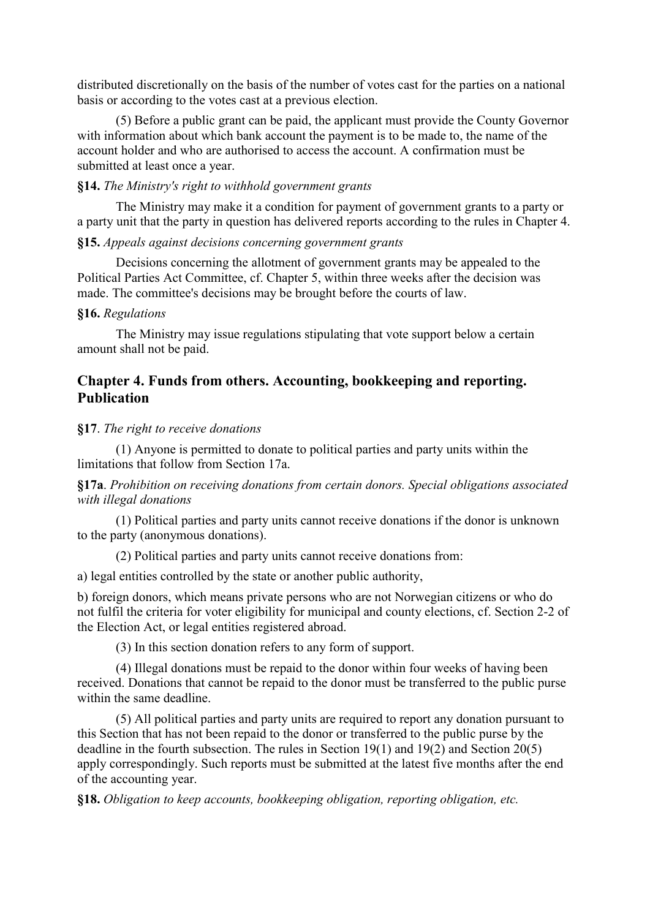distributed discretionally on the basis of the number of votes cast for the parties on a national basis or according to the votes cast at a previous election.

(5) Before a public grant can be paid, the applicant must provide the County Governor with information about which bank account the payment is to be made to, the name of the account holder and who are authorised to access the account. A confirmation must be submitted at least once a year.

**§14.** *The Ministry's right to withhold government grants*

The Ministry may make it a condition for payment of government grants to a party or a party unit that the party in question has delivered reports according to the rules in Chapter 4.

**§15.** *Appeals against decisions concerning government grants*

Decisions concerning the allotment of government grants may be appealed to the Political Parties Act Committee, cf. Chapter 5, within three weeks after the decision was made. The committee's decisions may be brought before the courts of law.

**§16.** *Regulations*

The Ministry may issue regulations stipulating that vote support below a certain amount shall not be paid.

## Chapter 4. Funds from others. Accounting, bookkeeping and reporting. Publication

**§17**. *The right to receive donations*

(1) Anyone is permitted to donate to political parties and party units within the limitations that follow from Section 17a.

**§17a**. *Prohibition on receiving donations from certain donors. Special obligations associated with illegal donations*

(1) Political parties and party units cannot receive donations if the donor is unknown to the party (anonymous donations).

(2) Political parties and party units cannot receive donations from:

a) legal entities controlled by the state or another public authority,

b) foreign donors, which means private persons who are not Norwegian citizens or who do not fulfil the criteria for voter eligibility for municipal and county elections, cf. Section 2-2 of the Election Act, or legal entities registered abroad.

(3) In this section donation refers to any form of support.

(4) Illegal donations must be repaid to the donor within four weeks of having been received. Donations that cannot be repaid to the donor must be transferred to the public purse within the same deadline.

(5) All political parties and party units are required to report any donation pursuant to this Section that has not been repaid to the donor or transferred to the public purse by the deadline in the fourth subsection. The rules in Section 19(1) and 19(2) and Section 20(5) apply correspondingly. Such reports must be submitted at the latest five months after the end of the accounting year.

**§18.** *Obligation to keep accounts, bookkeeping obligation, reporting obligation, etc.*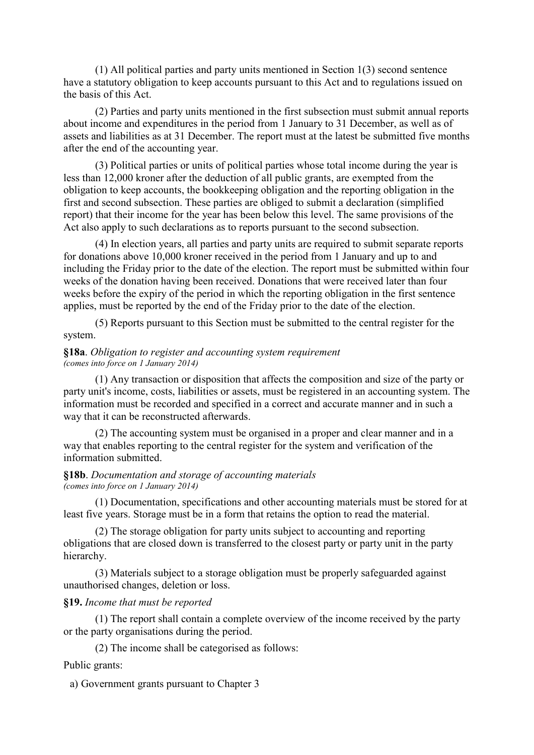(1) All political parties and party units mentioned in Section 1(3) second sentence have a statutory obligation to keep accounts pursuant to this Act and to regulations issued on the basis of this Act.

(2) Parties and party units mentioned in the first subsection must submit annual reports about income and expenditures in the period from 1 January to 31 December, as well as of assets and liabilities as at 31 December. The report must at the latest be submitted five months after the end of the accounting year.

(3) Political parties or units of political parties whose total income during the year is less than 12,000 kroner after the deduction of all public grants, are exempted from the obligation to keep accounts, the bookkeeping obligation and the reporting obligation in the first and second subsection. These parties are obliged to submit a declaration (simplified report) that their income for the year has been below this level. The same provisions of the Act also apply to such declarations as to reports pursuant to the second subsection.

(4) In election years, all parties and party units are required to submit separate reports for donations above 10,000 kroner received in the period from 1 January and up to and including the Friday prior to the date of the election. The report must be submitted within four weeks of the donation having been received. Donations that were received later than four weeks before the expiry of the period in which the reporting obligation in the first sentence applies, must be reported by the end of the Friday prior to the date of the election.

(5) Reports pursuant to this Section must be submitted to the central register for the system.

**§18a**. *Obligation to register and accounting system requirement*
*(comes into force on 1 January 2014)*

(1) Any transaction or disposition that affects the composition and size of the party or party unit's income, costs, liabilities or assets, must be registered in an accounting system. The information must be recorded and specified in a correct and accurate manner and in such a way that it can be reconstructed afterwards.

(2) The accounting system must be organised in a proper and clear manner and in a way that enables reporting to the central register for the system and verification of the information submitted.

**§18b**. *Documentation and storage of accounting materials*
*(comes into force on 1 January 2014)*

(1) Documentation, specifications and other accounting materials must be stored for at least five years. Storage must be in a form that retains the option to read the material.

(2) The storage obligation for party units subject to accounting and reporting obligations that are closed down is transferred to the closest party or party unit in the party hierarchy.

(3) Materials subject to a storage obligation must be properly safeguarded against unauthorised changes, deletion or loss.

**§19.** *Income that must be reported*

(1) The report shall contain a complete overview of the income received by the party or the party organisations during the period.

(2) The income shall be categorised as follows:

Public grants:

a) Government grants pursuant to Chapter 3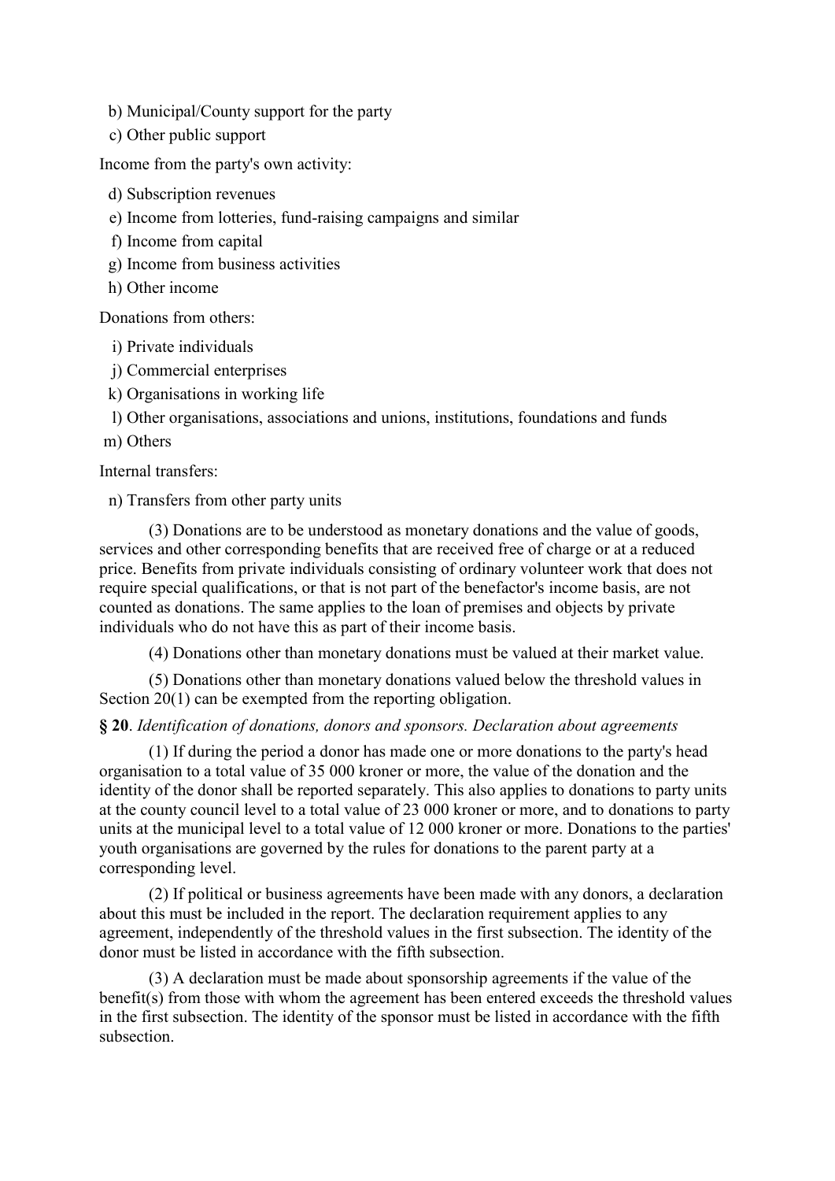b) Municipal/County support for the party

c) Other public support

Income from the party's own activity:

d) Subscription revenues

e) Income from lotteries, fund-raising campaigns and similar

f) Income from capital

g) Income from business activities

h) Other income

Donations from others:

i) Private individuals

j) Commercial enterprises

k) Organisations in working life

l) Other organisations, associations and unions, institutions, foundations and funds

m) Others

Internal transfers:

n) Transfers from other party units

(3) Donations are to be understood as monetary donations and the value of goods, services and other corresponding benefits that are received free of charge or at a reduced price. Benefits from private individuals consisting of ordinary volunteer work that does not require special qualifications, or that is not part of the benefactor's income basis, are not counted as donations. The same applies to the loan of premises and objects by private individuals who do not have this as part of their income basis.

(4) Donations other than monetary donations must be valued at their market value.

(5) Donations other than monetary donations valued below the threshold values in Section 20(1) can be exempted from the reporting obligation.

**§ 20**. *Identification of donations, donors and sponsors. Declaration about agreements*

(1) If during the period a donor has made one or more donations to the party's head organisation to a total value of 35 000 kroner or more, the value of the donation and the identity of the donor shall be reported separately. This also applies to donations to party units at the county council level to a total value of 23 000 kroner or more, and to donations to party units at the municipal level to a total value of 12 000 kroner or more. Donations to the parties' youth organisations are governed by the rules for donations to the parent party at a corresponding level.

(2) If political or business agreements have been made with any donors, a declaration about this must be included in the report. The declaration requirement applies to any agreement, independently of the threshold values in the first subsection. The identity of the donor must be listed in accordance with the fifth subsection.

(3) A declaration must be made about sponsorship agreements if the value of the benefit(s) from those with whom the agreement has been entered exceeds the threshold values in the first subsection. The identity of the sponsor must be listed in accordance with the fifth subsection.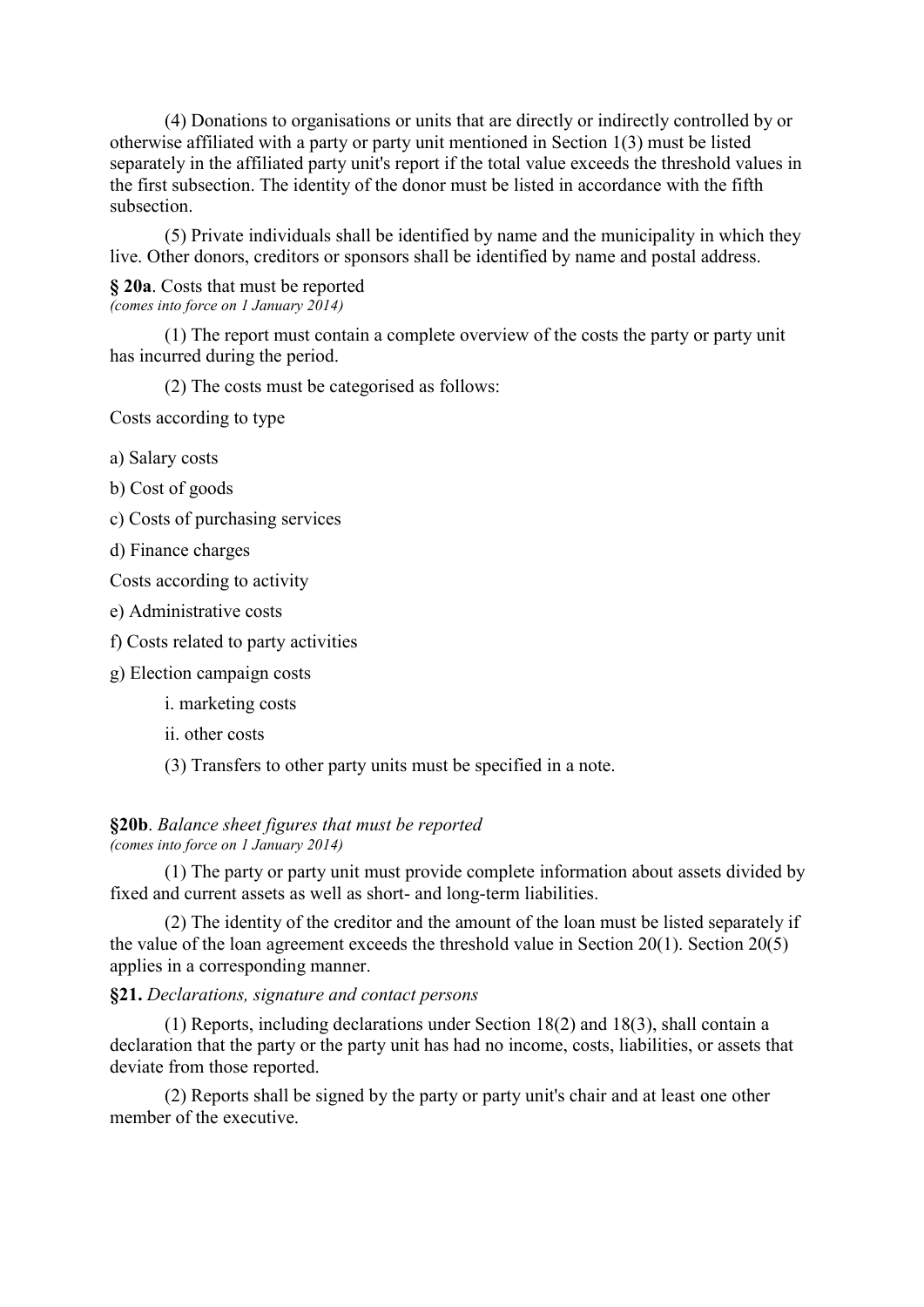(4) Donations to organisations or units that are directly or indirectly controlled by or otherwise affiliated with a party or party unit mentioned in Section 1(3) must be listed separately in the affiliated party unit's report if the total value exceeds the threshold values in the first subsection. The identity of the donor must be listed in accordance with the fifth subsection.

(5) Private individuals shall be identified by name and the municipality in which they live. Other donors, creditors or sponsors shall be identified by name and postal address.

**§ 20a**. Costs that must be reported
*(comes into force on 1 January 2014)*

(1) The report must contain a complete overview of the costs the party or party unit has incurred during the period.

(2) The costs must be categorised as follows:

Costs according to type

a) Salary costs

b) Cost of goods

c) Costs of purchasing services

d) Finance charges

Costs according to activity

e) Administrative costs

f) Costs related to party activities

g) Election campaign costs

i. marketing costs

ii. other costs

(3) Transfers to other party units must be specified in a note.

**§20b**. *Balance sheet figures that must be reported*
*(comes into force on 1 January 2014)*

(1) The party or party unit must provide complete information about assets divided by fixed and current assets as well as short- and long-term liabilities.

(2) The identity of the creditor and the amount of the loan must be listed separately if the value of the loan agreement exceeds the threshold value in Section 20(1). Section 20(5) applies in a corresponding manner.

**§21.** *Declarations, signature and contact persons*

(1) Reports, including declarations under Section 18(2) and 18(3), shall contain a declaration that the party or the party unit has had no income, costs, liabilities, or assets that deviate from those reported.

(2) Reports shall be signed by the party or party unit's chair and at least one other member of the executive.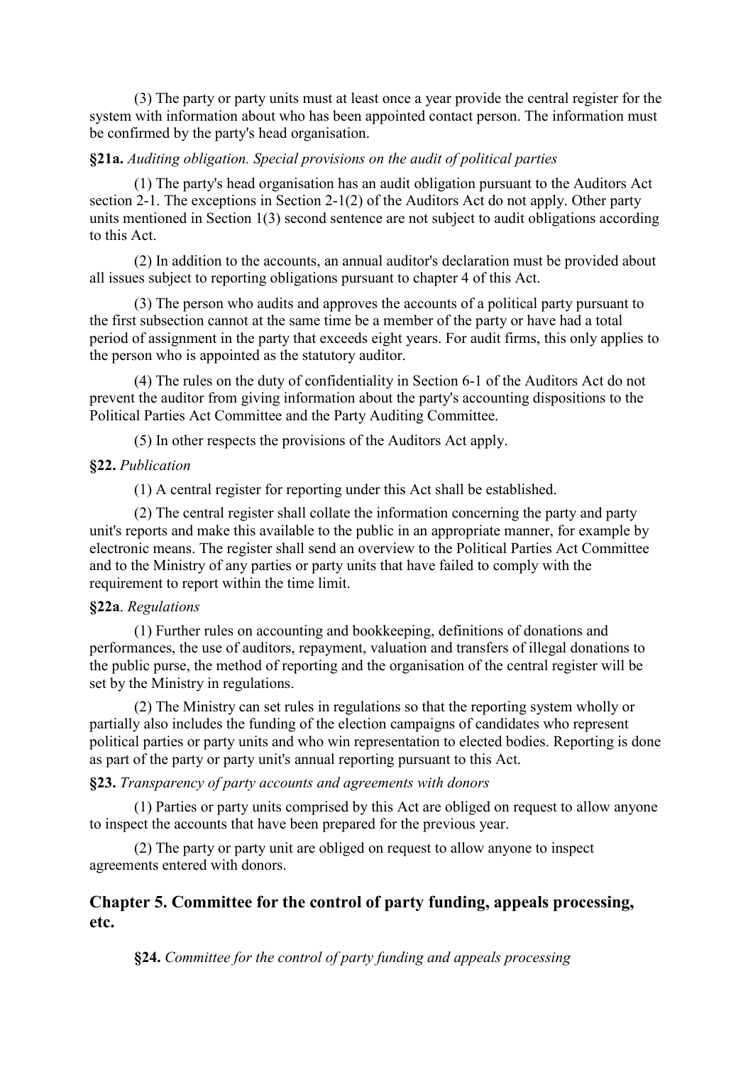(3) The party or party units must at least once a year provide the central register for the system with information about who has been appointed contact person. The information must be confirmed by the party's head organisation.

**§21a.** *Auditing obligation. Special provisions on the audit of political parties*

(1) The party's head organisation has an audit obligation pursuant to the Auditors Act section 2-1. The exceptions in Section 2-1(2) of the Auditors Act do not apply. Other party units mentioned in Section 1(3) second sentence are not subject to audit obligations according to this Act.

(2) In addition to the accounts, an annual auditor's declaration must be provided about all issues subject to reporting obligations pursuant to chapter 4 of this Act.

(3) The person who audits and approves the accounts of a political party pursuant to the first subsection cannot at the same time be a member of the party or have had a total period of assignment in the party that exceeds eight years. For audit firms, this only applies to the person who is appointed as the statutory auditor.

(4) The rules on the duty of confidentiality in Section 6-1 of the Auditors Act do not prevent the auditor from giving information about the party's accounting dispositions to the Political Parties Act Committee and the Party Auditing Committee.

(5) In other respects the provisions of the Auditors Act apply.

**§22.** *Publication*

(1) A central register for reporting under this Act shall be established.

(2) The central register shall collate the information concerning the party and party unit's reports and make this available to the public in an appropriate manner, for example by electronic means. The register shall send an overview to the Political Parties Act Committee and to the Ministry of any parties or party units that have failed to comply with the requirement to report within the time limit.

**§22a**. *Regulations*

(1) Further rules on accounting and bookkeeping, definitions of donations and performances, the use of auditors, repayment, valuation and transfers of illegal donations to the public purse, the method of reporting and the organisation of the central register will be set by the Ministry in regulations.

(2) The Ministry can set rules in regulations so that the reporting system wholly or partially also includes the funding of the election campaigns of candidates who represent political parties or party units and who win representation to elected bodies. Reporting is done as part of the party or party unit's annual reporting pursuant to this Act.

**§23.** *Transparency of party accounts and agreements with donors*

(1) Parties or party units comprised by this Act are obliged on request to allow anyone to inspect the accounts that have been prepared for the previous year.

(2) The party or party unit are obliged on request to allow anyone to inspect agreements entered with donors.

## Chapter 5. Committee for the control of party funding, appeals processing, etc.

**§24.** *Committee for the control of party funding and appeals processing*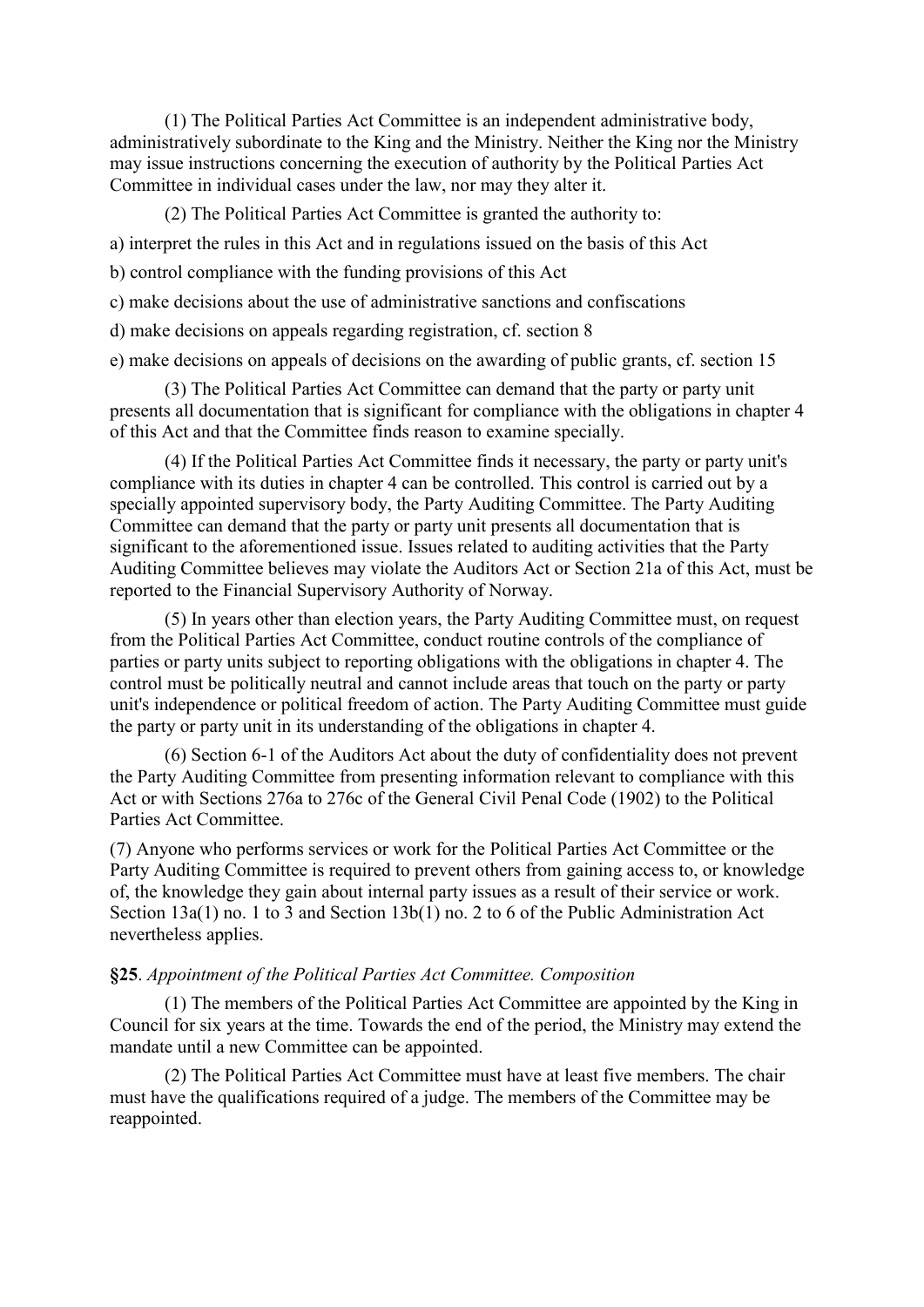(1) The Political Parties Act Committee is an independent administrative body, administratively subordinate to the King and the Ministry. Neither the King nor the Ministry may issue instructions concerning the execution of authority by the Political Parties Act Committee in individual cases under the law, nor may they alter it.

(2) The Political Parties Act Committee is granted the authority to:

a) interpret the rules in this Act and in regulations issued on the basis of this Act

b) control compliance with the funding provisions of this Act

c) make decisions about the use of administrative sanctions and confiscations

d) make decisions on appeals regarding registration, cf. section 8

e) make decisions on appeals of decisions on the awarding of public grants, cf. section 15

(3) The Political Parties Act Committee can demand that the party or party unit presents all documentation that is significant for compliance with the obligations in chapter 4 of this Act and that the Committee finds reason to examine specially.

(4) If the Political Parties Act Committee finds it necessary, the party or party unit's compliance with its duties in chapter 4 can be controlled. This control is carried out by a specially appointed supervisory body, the Party Auditing Committee. The Party Auditing Committee can demand that the party or party unit presents all documentation that is significant to the aforementioned issue. Issues related to auditing activities that the Party Auditing Committee believes may violate the Auditors Act or Section 21a of this Act, must be reported to the Financial Supervisory Authority of Norway.

(5) In years other than election years, the Party Auditing Committee must, on request from the Political Parties Act Committee, conduct routine controls of the compliance of parties or party units subject to reporting obligations with the obligations in chapter 4. The control must be politically neutral and cannot include areas that touch on the party or party unit's independence or political freedom of action. The Party Auditing Committee must guide the party or party unit in its understanding of the obligations in chapter 4.

(6) Section 6-1 of the Auditors Act about the duty of confidentiality does not prevent the Party Auditing Committee from presenting information relevant to compliance with this Act or with Sections 276a to 276c of the General Civil Penal Code (1902) to the Political Parties Act Committee.

(7) Anyone who performs services or work for the Political Parties Act Committee or the Party Auditing Committee is required to prevent others from gaining access to, or knowledge of, the knowledge they gain about internal party issues as a result of their service or work. Section 13a(1) no. 1 to 3 and Section 13b(1) no. 2 to 6 of the Public Administration Act nevertheless applies.

**§25**. *Appointment of the Political Parties Act Committee. Composition*

(1) The members of the Political Parties Act Committee are appointed by the King in Council for six years at the time. Towards the end of the period, the Ministry may extend the mandate until a new Committee can be appointed.

(2) The Political Parties Act Committee must have at least five members. The chair must have the qualifications required of a judge. The members of the Committee may be reappointed.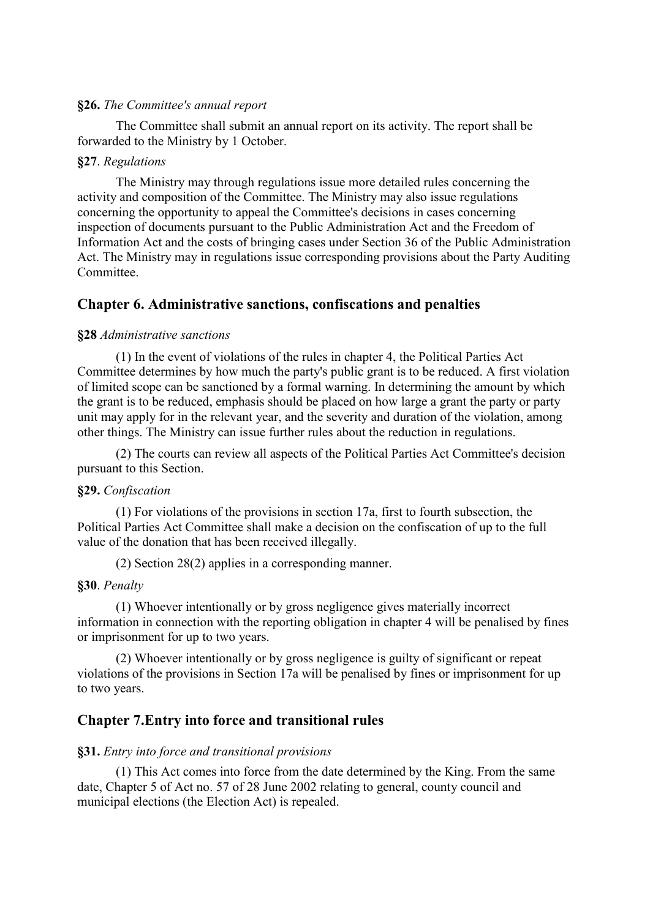**§26.** *The Committee's annual report*

The Committee shall submit an annual report on its activity. The report shall be forwarded to the Ministry by 1 October.

**§27**. *Regulations*

The Ministry may through regulations issue more detailed rules concerning the activity and composition of the Committee. The Ministry may also issue regulations concerning the opportunity to appeal the Committee's decisions in cases concerning inspection of documents pursuant to the Public Administration Act and the Freedom of Information Act and the costs of bringing cases under Section 36 of the Public Administration Act. The Ministry may in regulations issue corresponding provisions about the Party Auditing Committee.

## Chapter 6. Administrative sanctions, confiscations and penalties

**§28** *Administrative sanctions*

(1) In the event of violations of the rules in chapter 4, the Political Parties Act Committee determines by how much the party's public grant is to be reduced. A first violation of limited scope can be sanctioned by a formal warning. In determining the amount by which the grant is to be reduced, emphasis should be placed on how large a grant the party or party unit may apply for in the relevant year, and the severity and duration of the violation, among other things. The Ministry can issue further rules about the reduction in regulations.

(2) The courts can review all aspects of the Political Parties Act Committee's decision pursuant to this Section.

**§29.** *Confiscation*

(1) For violations of the provisions in section 17a, first to fourth subsection, the Political Parties Act Committee shall make a decision on the confiscation of up to the full value of the donation that has been received illegally.

(2) Section 28(2) applies in a corresponding manner.

**§30**. *Penalty*

(1) Whoever intentionally or by gross negligence gives materially incorrect information in connection with the reporting obligation in chapter 4 will be penalised by fines or imprisonment for up to two years.

(2) Whoever intentionally or by gross negligence is guilty of significant or repeat violations of the provisions in Section 17a will be penalised by fines or imprisonment for up to two years.

## Chapter 7.Entry into force and transitional rules

**§31.** *Entry into force and transitional provisions*

(1) This Act comes into force from the date determined by the King. From the same date, Chapter 5 of Act no. 57 of 28 June 2002 relating to general, county council and municipal elections (the Election Act) is repealed.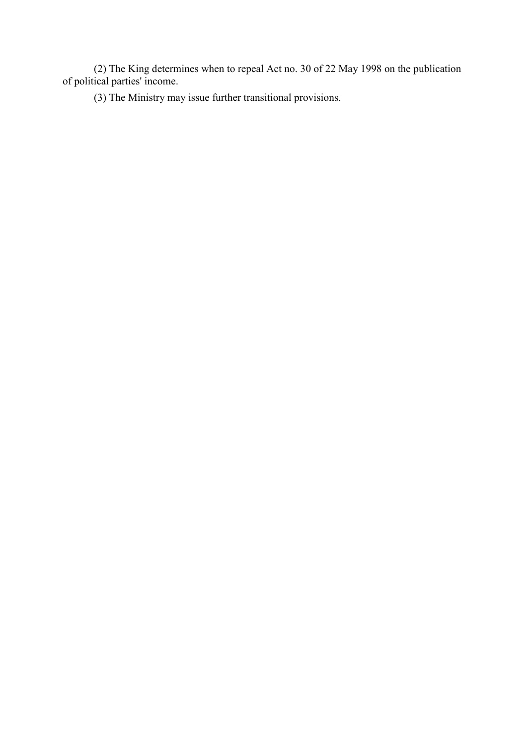(2) The King determines when to repeal Act no. 30 of 22 May 1998 on the publication of political parties' income.

(3) The Ministry may issue further transitional provisions.